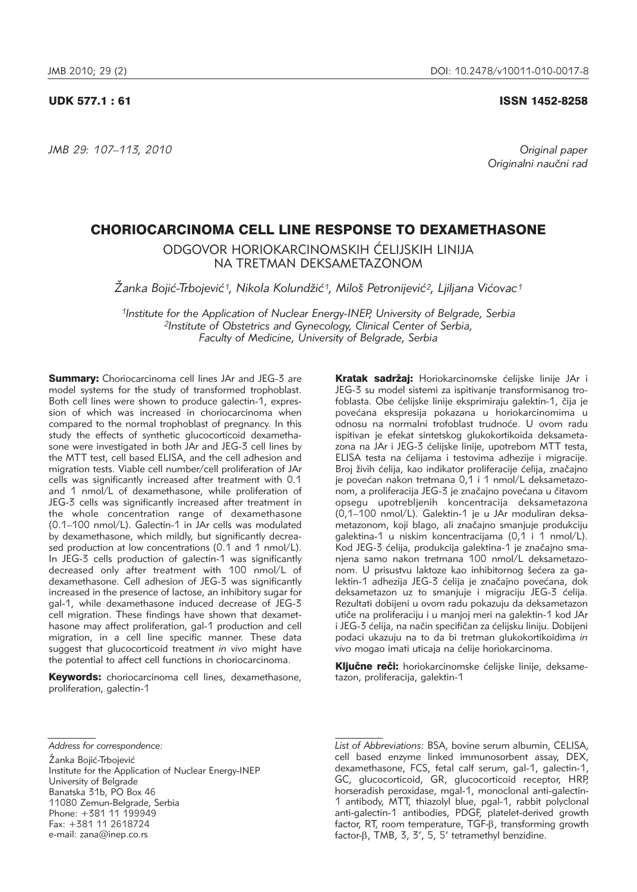UDK 577.1 : 61

ISSN 1452-8258

Original paper
Originalni naučni rad

# CHORIOCARCINOMA CELL LINE RESPONSE TO DEXAMETHASONE

## ODGOVOR HORIOKARCINOMSKIH ĆELIJSKIH LINIJA NA TRETMAN DEKSAMETAZONOM

*Žanka Bojić-Trbojević[1], Nikola Kolundžić[1], Miloš Petronijević[2], Ljiljana Vićovac[1]*

*[1]Institute for the Application of Nuclear Energy-INEP, University of Belgrade, Serbia*
*[2]Institute of Obstetrics and Gynecology, Clinical Center of Serbia, Faculty of Medicine, University of Belgrade, Serbia*

**Summary:** Choriocarcinoma cell lines JAr and JEG-3 are model systems for the study of transformed trophoblast. Both cell lines were shown to produce galectin-1, expression of which was increased in choriocarcinoma when compared to the normal trophoblast of pregnancy. In this study the effects of synthetic glucocorticoid dexamethasone were investigated in both JAr and JEG-3 cell lines by the MTT test, cell based ELISA, and the cell adhesion and migration tests. Viable cell number/cell proliferation of JAr cells was significantly increased after treatment with 0.1 and 1 nmol/L of dexamethasone, while proliferation of JEG-3 cells was significantly increased after treatment in the whole concentration range of dexamethasone (0.1–100 nmol/L). Galectin-1 in JAr cells was modulated by dexamethasone, which mildly, but significantly decreased production at low concentrations (0.1 and 1 nmol/L). In JEG-3 cells production of galectin-1 was significantly decreased only after treatment with 100 nmol/L of dexamethasone. Cell adhesion of JEG-3 was significantly increased in the presence of lactose, an inhibitory sugar for gal-1, while dexamethasone induced decrease of JEG-3 cell migration. These findings have shown that dexamethasone may affect proliferation, gal-1 production and cell migration, in a cell line specific manner. These data suggest that glucocorticoid treatment *in vivo* might have the potential to affect cell functions in choriocarcinoma.

**Keywords:** choriocarcinoma cell lines, dexamethasone, proliferation, galectin-1

**Kratak sadržaj:** Horiokarcinomske ćelijske linije JAr i JEG-3 su model sistemi za ispitivanje transformisanog trofoblasta. Obe ćelijske linije eksprimiraju galektin-1, čija je povećana ekspresija pokazana u horiokarcinomima u odnosu na normalni trofoblast trudnoće. U ovom radu ispitivan je efekat sintetskog glukokortikoida deksametazona na JAr i JEG-3 ćelijske linije, upotrebom MTT testa, ELISA testa na ćelijama i testovima adhezije i migracije. Broj živih ćelija, kao indikator proliferacije ćelija, značajno je povećan nakon tretmana 0,1 i 1 nmol/L deksametazonom, a proliferacija JEG-3 je značajno povećana u čitavom opsegu upotrebljenih koncentracija deksametazona (0,1–100 nmol/L). Galektin-1 je u JAr moduliran deksametazonom, koji blago, ali značajno smanjuje produkciju galektina-1 u niskim koncentracijama (0,1 i 1 nmol/L). Kod JEG-3 ćelija, produkcija galektina-1 je značajno smanjena samo nakon tretmana 100 nmol/L deksametazonom. U prisustvu laktoze kao inhibitornog šećera za galektin-1 adhezija JEG-3 ćelija je značajno povećana, dok deksametazon uz to smanjuje i migraciju JEG-3 ćelija. Rezultati dobijeni u ovom radu pokazuju da deksametazon utiče na proliferaciju i u manjoj meri na galektin-1 kod JAr i JEG-3 ćelija, na način specifičan za ćelijsku liniju. Dobijeni podaci ukazuju na to da bi tretman glukokortikoidima *in vivo* mogao imati uticaja na ćelije horiokarcinoma.

**Ključne reči:** horiokarcinomske ćelijske linije, deksametazon, proliferacija, galektin-1

*Address for correspondence:*

Žanka Bojić-Trbojević
Institute for the Application of Nuclear Energy-INEP
University of Belgrade
Banatska 31b, PO Box 46
11080 Zemun-Belgrade, Serbia
Phone: +381 11 199949
Fax: +381 11 2618724
e-mail: zana@inep.co.rs

*List of Abbreviations:* BSA, bovine serum albumin, CELISA, cell based enzyme linked immunosorbent assay, DEX, dexamethasone, FCS, fetal calf serum, gal-1, galectin-1, GC, glucocorticoid, GR, glucocorticoid receptor, HRP, horseradish peroxidase, mgal-1, monoclonal anti-galectin-1 antibody, MTT, thiazolyl blue, pgal-1, rabbit polyclonal anti-galectin-1 antibodies, PDGF, platelet-derived growth factor, RT, room temperature, TGF-β, transforming growth factor-β, TMB, 3, 3′, 5, 5′ tetramethyl benzidine.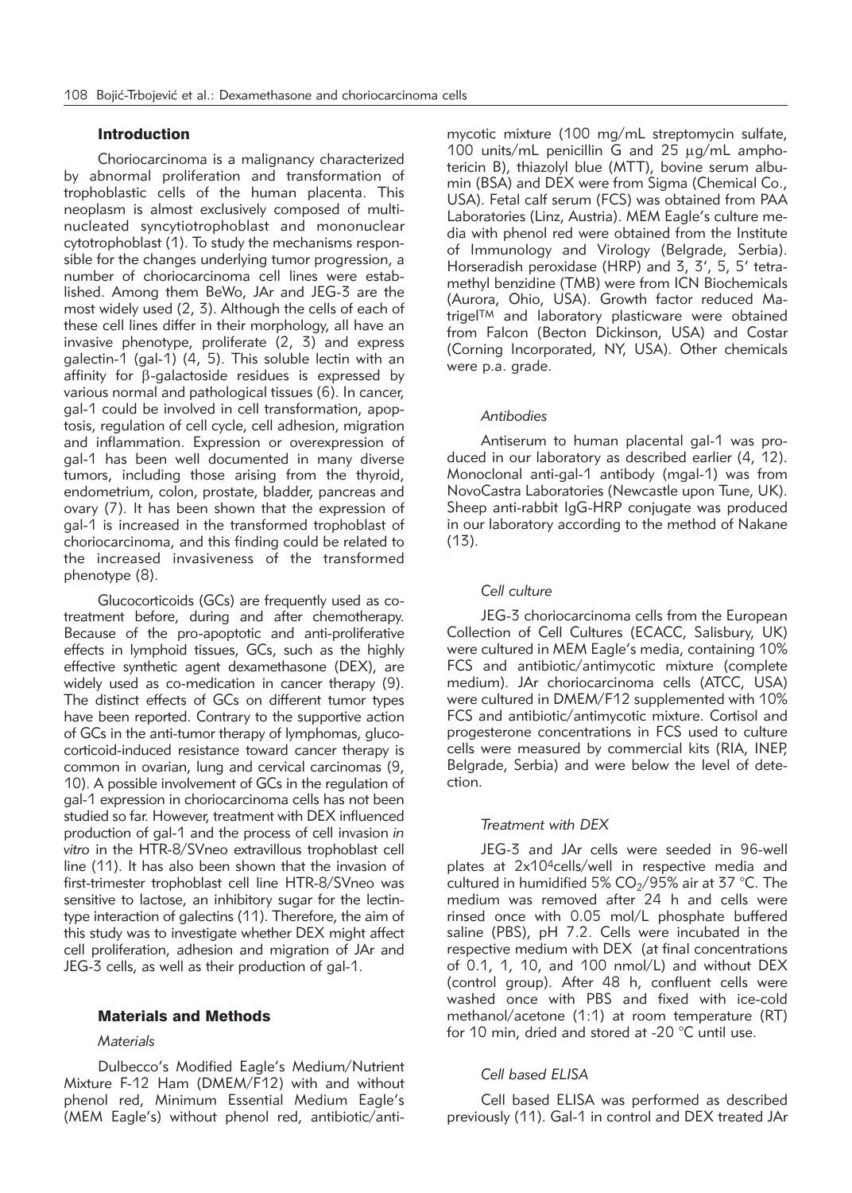## Introduction

Choriocarcinoma is a malignancy characterized by abnormal proliferation and transformation of trophoblastic cells of the human placenta. This neoplasm is almost exclusively composed of multinucleated syncytiotrophoblast and mononuclear cytotrophoblast (1). To study the mechanisms responsible for the changes underlying tumor progression, a number of choriocarcinoma cell lines were established. Among them BeWo, JAr and JEG-3 are the most widely used (2, 3). Although the cells of each of these cell lines differ in their morphology, all have an invasive phenotype, proliferate (2, 3) and express galectin-1 (gal-1) (4, 5). This soluble lectin with an affinity for β-galactoside residues is expressed by various normal and pathological tissues (6). In cancer, gal-1 could be involved in cell transformation, apoptosis, regulation of cell cycle, cell adhesion, migration and inflammation. Expression or overexpression of gal-1 has been well documented in many diverse tumors, including those arising from the thyroid, endometrium, colon, prostate, bladder, pancreas and ovary (7). It has been shown that the expression of gal-1 is increased in the transformed trophoblast of choriocarcinoma, and this finding could be related to the increased invasiveness of the transformed phenotype (8).

Glucocorticoids (GCs) are frequently used as co-treatment before, during and after chemotherapy. Because of the pro-apoptotic and anti-proliferative effects in lymphoid tissues, GCs, such as the highly effective synthetic agent dexamethasone (DEX), are widely used as co-medication in cancer therapy (9). The distinct effects of GCs on different tumor types have been reported. Contrary to the supportive action of GCs in the anti-tumor therapy of lymphomas, glucocorticoid-induced resistance toward cancer therapy is common in ovarian, lung and cervical carcinomas (9, 10). A possible involvement of GCs in the regulation of gal-1 expression in choriocarcinoma cells has not been studied so far. However, treatment with DEX influenced production of gal-1 and the process of cell invasion *in vitro* in the HTR-8/SVneo extravillous trophoblast cell line (11). It has also been shown that the invasion of first-trimester trophoblast cell line HTR-8/SVneo was sensitive to lactose, an inhibitory sugar for the lectin-type interaction of galectins (11). Therefore, the aim of this study was to investigate whether DEX might affect cell proliferation, adhesion and migration of JAr and JEG-3 cells, as well as their production of gal-1.

## Materials and Methods

### *Materials*

Dulbecco's Modified Eagle's Medium/Nutrient Mixture F-12 Ham (DMEM/F12) with and without phenol red, Minimum Essential Medium Eagle's (MEM Eagle's) without phenol red, antibiotic/antimycotic mixture (100 mg/mL streptomycin sulfate, 100 units/mL penicillin G and 25 μg/mL amphotericin B), thiazolyl blue (MTT), bovine serum albumin (BSA) and DEX were from Sigma (Chemical Co., USA). Fetal calf serum (FCS) was obtained from PAA Laboratories (Linz, Austria). MEM Eagle's culture media with phenol red were obtained from the Institute of Immunology and Virology (Belgrade, Serbia). Horseradish peroxidase (HRP) and 3, 3', 5, 5' tetramethyl benzidine (TMB) were from ICN Biochemicals (Aurora, Ohio, USA). Growth factor reduced Matrigel™ and laboratory plasticware were obtained from Falcon (Becton Dickinson, USA) and Costar (Corning Incorporated, NY, USA). Other chemicals were p.a. grade.

### *Antibodies*

Antiserum to human placental gal-1 was produced in our laboratory as described earlier (4, 12). Monoclonal anti-gal-1 antibody (mgal-1) was from NovoCastra Laboratories (Newcastle upon Tune, UK). Sheep anti-rabbit IgG-HRP conjugate was produced in our laboratory according to the method of Nakane (13).

### *Cell culture*

JEG-3 choriocarcinoma cells from the European Collection of Cell Cultures (ECACC, Salisbury, UK) were cultured in MEM Eagle's media, containing 10% FCS and antibiotic/antimycotic mixture (complete medium). JAr choriocarcinoma cells (ATCC, USA) were cultured in DMEM/F12 supplemented with 10% FCS and antibiotic/antimycotic mixture. Cortisol and progesterone concentrations in FCS used to culture cells were measured by commercial kits (RIA, INEP, Belgrade, Serbia) and were below the level of detection.

### *Treatment with DEX*

JEG-3 and JAr cells were seeded in 96-well plates at $2x10^4$cells/well in respective media and cultured in humidified 5% $CO_2$/95% air at 37 °C. The medium was removed after 24 h and cells were rinsed once with 0.05 mol/L phosphate buffered saline (PBS), pH 7.2. Cells were incubated in the respective medium with DEX (at final concentrations of 0.1, 1, 10, and 100 nmol/L) and without DEX (control group). After 48 h, confluent cells were washed once with PBS and fixed with ice-cold methanol/acetone (1:1) at room temperature (RT) for 10 min, dried and stored at -20 °C until use.

### *Cell based ELISA*

Cell based ELISA was performed as described previously (11). Gal-1 in control and DEX treated JAr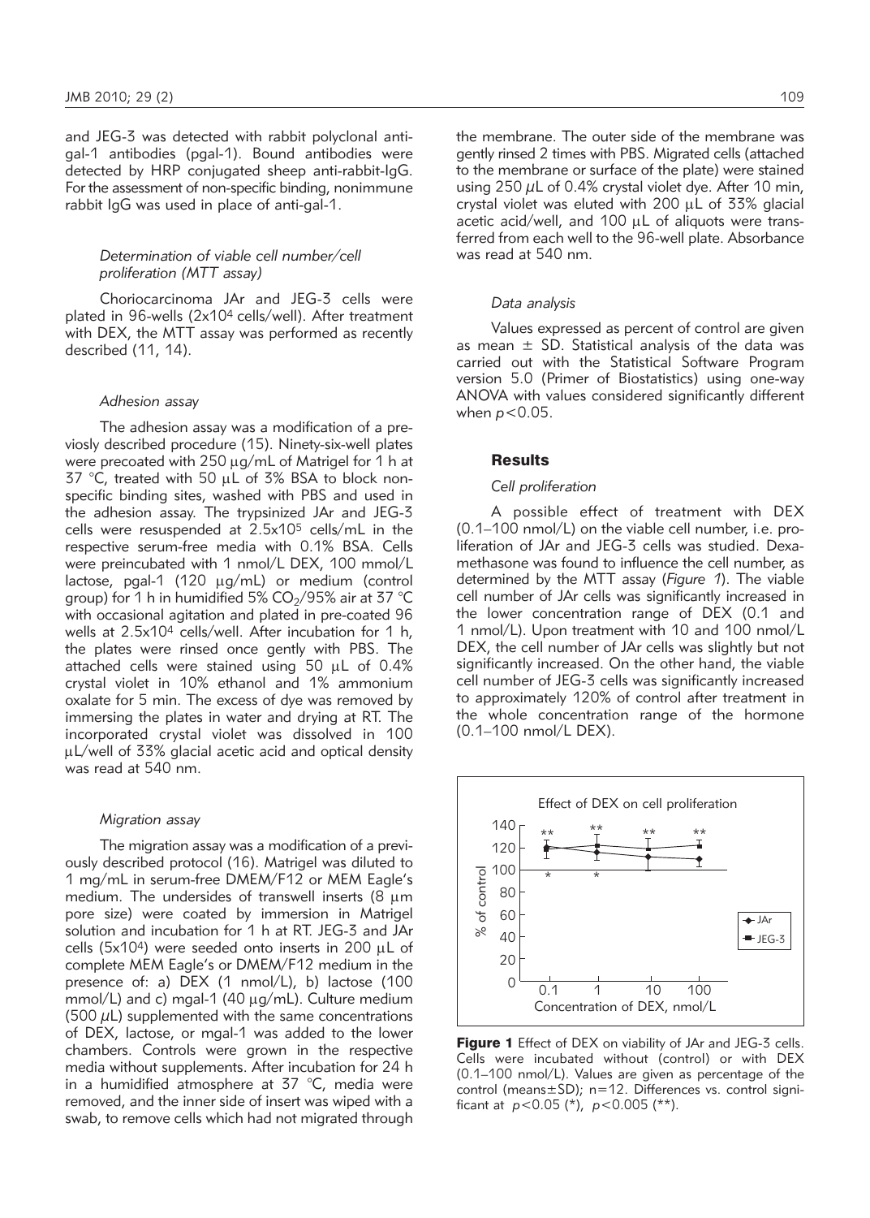and JEG-3 was detected with rabbit polyclonal anti-gal-1 antibodies (pgal-1). Bound antibodies were detected by HRP conjugated sheep anti-rabbit-IgG. For the assessment of non-specific binding, nonimmune rabbit IgG was used in place of anti-gal-1.

### *Determination of viable cell number/cell proliferation (MTT assay)*

Choriocarcinoma JAr and JEG-3 cells were plated in 96-wells ($2x10^4$ cells/well). After treatment with DEX, the MTT assay was performed as recently described (11, 14).

### *Adhesion assay*

The adhesion assay was a modification of a previosly described procedure (15). Ninety-six-well plates were precoated with 250 μg/mL of Matrigel for 1 h at 37 °C, treated with 50 μL of 3% BSA to block non-specific binding sites, washed with PBS and used in the adhesion assay. The trypsinized JAr and JEG-3 cells were resuspended at $2.5x10^5$ cells/mL in the respective serum-free media with 0.1% BSA. Cells were preincubated with 1 nmol/L DEX, 100 mmol/L lactose, pgal-1 (120 μg/mL) or medium (control group) for 1 h in humidified 5% $CO_2$/95% air at 37 °C with occasional agitation and plated in pre-coated 96 wells at $2.5x10^4$ cells/well. After incubation for 1 h, the plates were rinsed once gently with PBS. The attached cells were stained using 50 μL of 0.4% crystal violet in 10% ethanol and 1% ammonium oxalate for 5 min. The excess of dye was removed by immersing the plates in water and drying at RT. The incorporated crystal violet was dissolved in 100 μL/well of 33% glacial acetic acid and optical density was read at 540 nm.

### *Migration assay*

The migration assay was a modification of a previously described protocol (16). Matrigel was diluted to 1 mg/mL in serum-free DMEM/F12 or MEM Eagle's medium. The undersides of transwell inserts (8 μm pore size) were coated by immersion in Matrigel solution and incubation for 1 h at RT. JEG-3 and JAr cells ($5x10^4$) were seeded onto inserts in 200 μL of complete MEM Eagle's or DMEM/F12 medium in the presence of: a) DEX (1 nmol/L), b) lactose (100 mmol/L) and c) mgal-1 (40 μg/mL). Culture medium (500 μL) supplemented with the same concentrations of DEX, lactose, or mgal-1 was added to the lower chambers. Controls were grown in the respective media without supplements. After incubation for 24 h in a humidified atmosphere at 37 °C, media were removed, and the inner side of insert was wiped with a swab, to remove cells which had not migrated through the membrane. The outer side of the membrane was gently rinsed 2 times with PBS. Migrated cells (attached to the membrane or surface of the plate) were stained using 250 μL of 0.4% crystal violet dye. After 10 min, crystal violet was eluted with 200 μL of 33% glacial acetic acid/well, and 100 μL of aliquots were transferred from each well to the 96-well plate. Absorbance was read at 540 nm.

### *Data analysis*

Values expressed as percent of control are given as mean ± SD. Statistical analysis of the data was carried out with the Statistical Software Program version 5.0 (Primer of Biostatistics) using one-way ANOVA with values considered significantly different when $p<0.05$.

## Results

### *Cell proliferation*

A possible effect of treatment with DEX (0.1–100 nmol/L) on the viable cell number, i.e. proliferation of JAr and JEG-3 cells was studied. Dexamethasone was found to influence the cell number, as determined by the MTT assay (*Figure 1*). The viable cell number of JAr cells was significantly increased in the lower concentration range of DEX (0.1 and 1 nmol/L). Upon treatment with 10 and 100 nmol/L DEX, the cell number of JAr cells was slightly but not significantly increased. On the other hand, the viable cell number of JEG-3 cells was significantly increased to approximately 120% of control after treatment in the whole concentration range of the hormone (0.1–100 nmol/L DEX).

Effect of DEX on cell proliferation

% of control: 0, 20, 40, 60, 80, 100, 120, 140

Concentration of DEX, nmol/L: 0.1, 1, 10, 100

** ** ** **

\* \*

JAr

JEG-3

**Figure 1** Effect of DEX on viability of JAr and JEG-3 cells. Cells were incubated without (control) or with DEX (0.1–100 nmol/L). Values are given as percentage of the control (means±SD); n=12. Differences vs. control significant at $p<0.05$ (*), $p<0.005$ (**).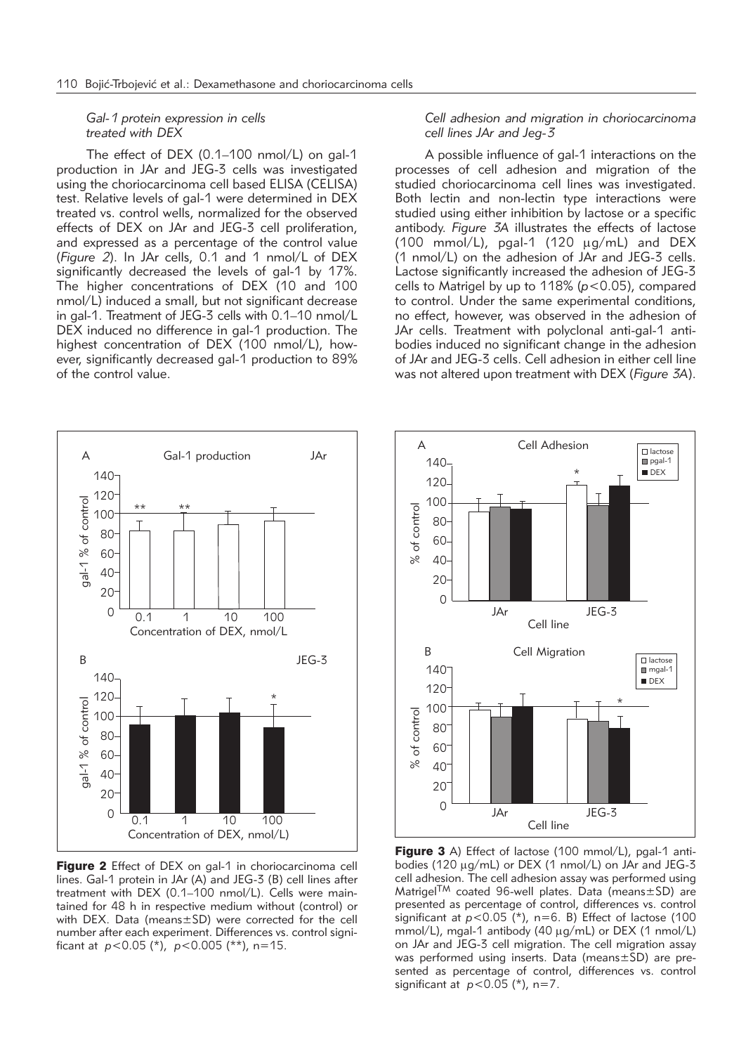### *Gal-1 protein expression in cells treated with DEX*

The effect of DEX (0.1–100 nmol/L) on gal-1 production in JAr and JEG-3 cells was investigated using the choriocarcinoma cell based ELISA (CELISA) test. Relative levels of gal-1 were determined in DEX treated vs. control wells, normalized for the observed effects of DEX on JAr and JEG-3 cell proliferation, and expressed as a percentage of the control value (*Figure 2*). In JAr cells, 0.1 and 1 nmol/L of DEX significantly decreased the levels of gal-1 by 17%. The higher concentrations of DEX (10 and 100 nmol/L) induced a small, but not significant decrease in gal-1. Treatment of JEG-3 cells with 0.1–10 nmol/L DEX induced no difference in gal-1 production. The highest concentration of DEX (100 nmol/L), however, significantly decreased gal-1 production to 89% of the control value.

### *Cell adhesion and migration in choriocarcinoma cell lines JAr and Jeg-3*

A possible influence of gal-1 interactions on the processes of cell adhesion and migration of the studied choriocarcinoma cell lines was investigated. Both lectin and non-lectin type interactions were studied using either inhibition by lactose or a specific antibody. *Figure 3A* illustrates the effects of lactose (100 mmol/L), pgal-1 (120 μg/mL) and DEX (1 nmol/L) on the adhesion of JAr and JEG-3 cells. Lactose significantly increased the adhesion of JEG-3 cells to Matrigel by up to 118% ($p<0.05$), compared to control. Under the same experimental conditions, no effect, however, was observed in the adhesion of JAr cells. Treatment with polyclonal anti-gal-1 antibodies induced no significant change in the adhesion of JAr and JEG-3 cells. Cell adhesion in either cell line was not altered upon treatment with DEX (*Figure 3A*).

A Gal-1 production JAr

gal-1 % of control

140, 120, 100, 80, 60, 40, 20, 0

** **

0.1 1 10 100

Concentration of DEX, nmol/L

B JEG-3

gal-1 % of control

140, 120, 100, 80, 60, 40, 20, 0

*

0.1 1 10 100

Concentration of DEX, nmol/L)

**Figure 2** Effect of DEX on gal-1 in choriocarcinoma cell lines. Gal-1 protein in JAr (A) and JEG-3 (B) cell lines after treatment with DEX (0.1–100 nmol/L). Cells were maintained for 48 h in respective medium without (control) or with DEX. Data (means±SD) were corrected for the cell number after each experiment. Differences vs. control significant at $p<0.05$ (*), $p<0.005$ (**), n=15.

A Cell Adhesion

lactose, pgal-1, DEX

% of control

140, 120, 100, 80, 60, 40, 20, 0

*

JAr JEG-3

Cell line

B Cell Migration

lactose, mgal-1, DEX

% of control

140, 120, 100, 80, 60, 40, 20, 0

*

JAr JEG-3

Cell line

**Figure 3** A) Effect of lactose (100 mmol/L), pgal-1 antibodies (120 μg/mL) or DEX (1 nmol/L) on JAr and JEG-3 cell adhesion. The cell adhesion assay was performed using Matrigel™ coated 96-well plates. Data (means±SD) are presented as percentage of control, differences vs. control significant at $p<0.05$ (*), n=6. B) Effect of lactose (100 mmol/L), mgal-1 antibody (40 μg/mL) or DEX (1 nmol/L) on JAr and JEG-3 cell migration. The cell migration assay was performed using inserts. Data (means±SD) are presented as percentage of control, differences vs. control significant at $p<0.05$ (*), n=7.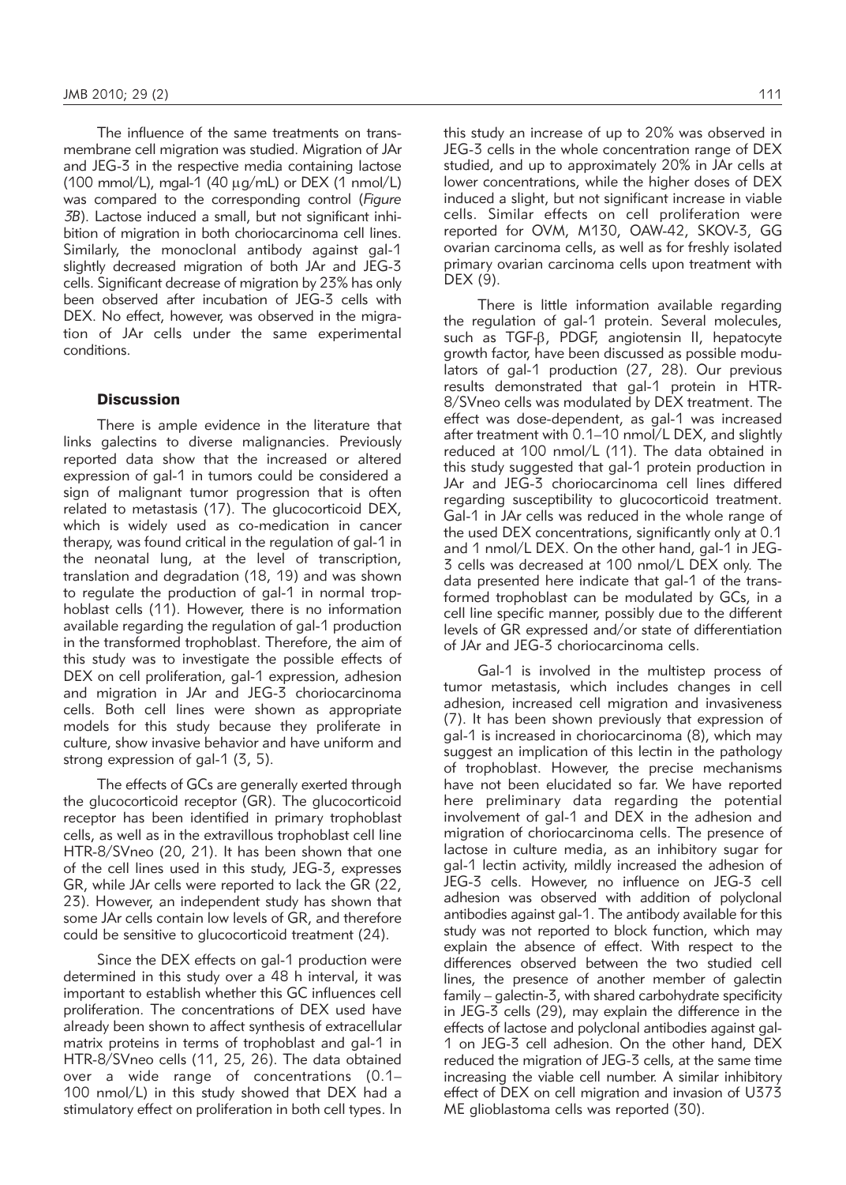The influence of the same treatments on transmembrane cell migration was studied. Migration of JAr and JEG-3 in the respective media containing lactose (100 mmol/L), mgal-1 (40 μg/mL) or DEX (1 nmol/L) was compared to the corresponding control (*Figure 3B*). Lactose induced a small, but not significant inhibition of migration in both choriocarcinoma cell lines. Similarly, the monoclonal antibody against gal-1 slightly decreased migration of both JAr and JEG-3 cells. Significant decrease of migration by 23% has only been observed after incubation of JEG-3 cells with DEX. No effect, however, was observed in the migration of JAr cells under the same experimental conditions.

## Discussion

There is ample evidence in the literature that links galectins to diverse malignancies. Previously reported data show that the increased or altered expression of gal-1 in tumors could be considered a sign of malignant tumor progression that is often related to metastasis (17). The glucocorticoid DEX, which is widely used as co-medication in cancer therapy, was found critical in the regulation of gal-1 in the neonatal lung, at the level of transcription, translation and degradation (18, 19) and was shown to regulate the production of gal-1 in normal trophoblast cells (11). However, there is no information available regarding the regulation of gal-1 production in the transformed trophoblast. Therefore, the aim of this study was to investigate the possible effects of DEX on cell proliferation, gal-1 expression, adhesion and migration in JAr and JEG-3 choriocarcinoma cells. Both cell lines were shown as appropriate models for this study because they proliferate in culture, show invasive behavior and have uniform and strong expression of gal-1 (3, 5).

The effects of GCs are generally exerted through the glucocorticoid receptor (GR). The glucocorticoid receptor has been identified in primary trophoblast cells, as well as in the extravillous trophoblast cell line HTR-8/SVneo (20, 21). It has been shown that one of the cell lines used in this study, JEG-3, expresses GR, while JAr cells were reported to lack the GR (22, 23). However, an independent study has shown that some JAr cells contain low levels of GR, and therefore could be sensitive to glucocorticoid treatment (24).

Since the DEX effects on gal-1 production were determined in this study over a 48 h interval, it was important to establish whether this GC influences cell proliferation. The concentrations of DEX used have already been shown to affect synthesis of extracellular matrix proteins in terms of trophoblast and gal-1 in HTR-8/SVneo cells (11, 25, 26). The data obtained over a wide range of concentrations (0.1–100 nmol/L) in this study showed that DEX had a stimulatory effect on proliferation in both cell types. In this study an increase of up to 20% was observed in JEG-3 cells in the whole concentration range of DEX studied, and up to approximately 20% in JAr cells at lower concentrations, while the higher doses of DEX induced a slight, but not significant increase in viable cells. Similar effects on cell proliferation were reported for OVM, M130, OAW-42, SKOV-3, GG ovarian carcinoma cells, as well as for freshly isolated primary ovarian carcinoma cells upon treatment with DEX (9).

There is little information available regarding the regulation of gal-1 protein. Several molecules, such as TGF-β, PDGF, angiotensin II, hepatocyte growth factor, have been discussed as possible modulators of gal-1 production (27, 28). Our previous results demonstrated that gal-1 protein in HTR-8/SVneo cells was modulated by DEX treatment. The effect was dose-dependent, as gal-1 was increased after treatment with 0.1–10 nmol/L DEX, and slightly reduced at 100 nmol/L (11). The data obtained in this study suggested that gal-1 protein production in JAr and JEG-3 choriocarcinoma cell lines differed regarding susceptibility to glucocorticoid treatment. Gal-1 in JAr cells was reduced in the whole range of the used DEX concentrations, significantly only at 0.1 and 1 nmol/L DEX. On the other hand, gal-1 in JEG-3 cells was decreased at 100 nmol/L DEX only. The data presented here indicate that gal-1 of the transformed trophoblast can be modulated by GCs, in a cell line specific manner, possibly due to the different levels of GR expressed and/or state of differentiation of JAr and JEG-3 choriocarcinoma cells.

Gal-1 is involved in the multistep process of tumor metastasis, which includes changes in cell adhesion, increased cell migration and invasiveness (7). It has been shown previously that expression of gal-1 is increased in choriocarcinoma (8), which may suggest an implication of this lectin in the pathology of trophoblast. However, the precise mechanisms have not been elucidated so far. We have reported here preliminary data regarding the potential involvement of gal-1 and DEX in the adhesion and migration of choriocarcinoma cells. The presence of lactose in culture media, as an inhibitory sugar for gal-1 lectin activity, mildly increased the adhesion of JEG-3 cells. However, no influence on JEG-3 cell adhesion was observed with addition of polyclonal antibodies against gal-1. The antibody available for this study was not reported to block function, which may explain the absence of effect. With respect to the differences observed between the two studied cell lines, the presence of another member of galectin family – galectin-3, with shared carbohydrate specificity in JEG-3 cells (29), may explain the difference in the effects of lactose and polyclonal antibodies against gal-1 on JEG-3 cell adhesion. On the other hand, DEX reduced the migration of JEG-3 cells, at the same time increasing the viable cell number. A similar inhibitory effect of DEX on cell migration and invasion of U373 ME glioblastoma cells was reported (30).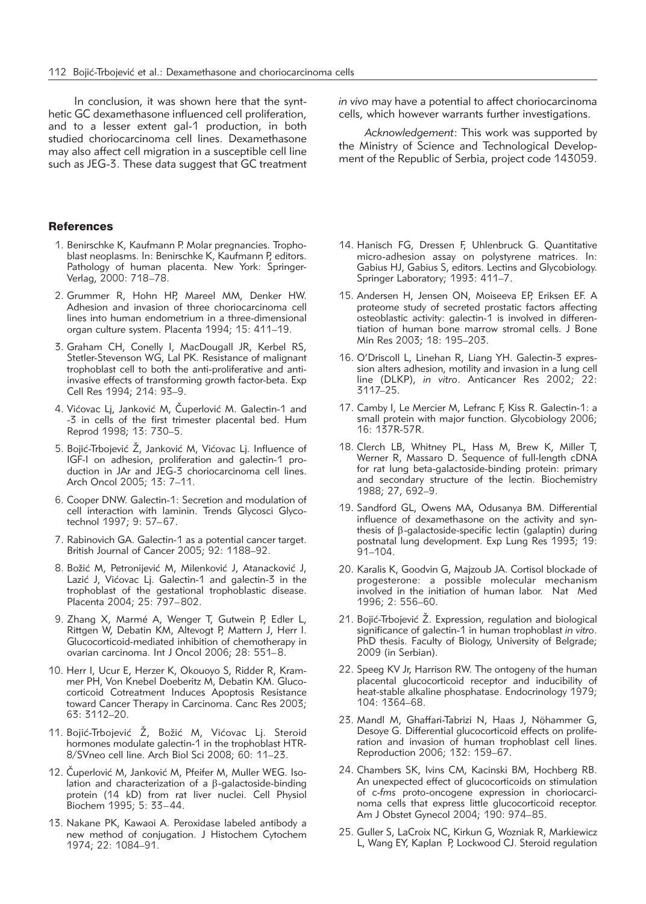In conclusion, it was shown here that the synthetic GC dexamethasone influenced cell proliferation, and to a lesser extent gal-1 production, in both studied choriocarcinoma cell lines. Dexamethasone may also affect cell migration in a susceptible cell line such as JEG-3. These data suggest that GC treatment *in vivo* may have a potential to affect choriocarcinoma cells, which however warrants further investigations.

*Acknowledgement*: This work was supported by the Ministry of Science and Technological Development of the Republic of Serbia, project code 143059.

## References

1. Benirschke K, Kaufmann P. Molar pregnancies. Trophoblast neoplasms. In: Benirschke K, Kaufmann P, editors. Pathology of human placenta. New York: Springer-Verlag, 2000: 718–78.
2. Grummer R, Hohn HP, Mareel MM, Denker HW. Adhesion and invasion of three choriocarcinoma cell lines into human endometrium in a three-dimensional organ culture system. Placenta 1994; 15: 411–19.
3. Graham CH, Conelly I, MacDougall JR, Kerbel RS, Stetler-Stevenson WG, Lal PK. Resistance of malignant trophoblast cell to both the anti-proliferative and anti-invasive effects of transforming growth factor-beta. Exp Cell Res 1994; 214: 93–9.
4. Vićovac Lj, Janković M, Čuperlović M. Galectin-1 and -3 in cells of the first trimester placental bed. Hum Reprod 1998; 13: 730–5.
5. Bojić-Trbojević Ž, Janković M, Vićovac Lj. Influence of IGF-I on adhesion, proliferation and galectin-1 production in JAr and JEG-3 choriocarcinoma cell lines. Arch Oncol 2005; 13: 7–11.
6. Cooper DNW. Galectin-1: Secretion and modulation of cell interaction with laminin. Trends Glycosci Glycotechnol 1997; 9: 57–67.
7. Rabinovich GA. Galectin-1 as a potential cancer target. British Journal of Cancer 2005; 92: 1188–92.
8. Božić M, Petronijević M, Milenković J, Atanacković J, Lazić J, Vićovac Lj. Galectin-1 and galectin-3 in the trophoblast of the gestational trophoblastic disease. Placenta 2004; 25: 797–802.
9. Zhang X, Marmé A, Wenger T, Gutwein P, Edler L, Rittgen W, Debatin KM, Altevogt P, Mattern J, Herr I. Glucocorticoid-mediated inhibition of chemotherapy in ovarian carcinoma. Int J Oncol 2006; 28: 551–8.
10. Herr I, Ucur E, Herzer K, Okouoyo S, Ridder R, Krammer PH, Von Knebel Doeberitz M, Debatin KM. Glucocorticoid Cotreatment Induces Apoptosis Resistance toward Cancer Therapy in Carcinoma. Canc Res 2003; 63: 3112–20.
11. Bojić-Trbojević Ž, Božić M, Vićovac Lj. Steroid hormones modulate galectin-1 in the trophoblast HTR-8/SVneo cell line. Arch Biol Sci 2008; 60: 11–23.
12. Čuperlović M, Janković M, Pfeifer M, Muller WEG. Isolation and characterization of a β-galactoside-binding protein (14 kD) from rat liver nuclei. Cell Physiol Biochem 1995; 5: 33–44.
13. Nakane PK, Kawaoi A. Peroxidase labeled antibody a new method of conjugation. J Histochem Cytochem 1974; 22: 1084–91.
14. Hanisch FG, Dressen F, Uhlenbruck G. Quantitative micro-adhesion assay on polystyrene matrices. In: Gabius HJ, Gabius S, editors. Lectins and Glycobiology. Springer Laboratory; 1993: 411–7.
15. Andersen H, Jensen ON, Moiseeva EP, Eriksen EF. A proteome study of secreted prostatic factors affecting osteoblastic activity: galectin-1 is involved in differentiation of human bone marrow stromal cells. J Bone Min Res 2003; 18: 195–203.
16. O'Driscoll L, Linehan R, Liang YH. Galectin-3 expression alters adhesion, motility and invasion in a lung cell line (DLKP), *in vitro*. Anticancer Res 2002; 22: 3117–25.
17. Camby I, Le Mercier M, Lefranc F, Kiss R. Galectin-1: a small protein with major function. Glycobiology 2006; 16: 137R-57R.
18. Clerch LB, Whitney PL, Hass M, Brew K, Miller T, Werner R, Massaro D. Sequence of full-length cDNA for rat lung beta-galactoside-binding protein: primary and secondary structure of the lectin. Biochemistry 1988; 27, 692–9.
19. Sandford GL, Owens MA, Odusanya BM. Differential influence of dexamethasone on the activity and synthesis of β-galactoside-specific lectin (galaptin) during postnatal lung development. Exp Lung Res 1993; 19: 91–104.
20. Karalis K, Goodvin G, Majzoub JA. Cortisol blockade of progesterone: a possible molecular mechanism involved in the initiation of human labor. Nat Med 1996; 2: 556–60.
21. Bojić-Trbojević Ž. Expression, regulation and biological significance of galectin-1 in human trophoblast *in vitro*. PhD thesis. Faculty of Biology, University of Belgrade; 2009 (in Serbian).
22. Speeg KV Jr, Harrison RW. The ontogeny of the human placental glucocorticoid receptor and inducibility of heat-stable alkaline phosphatase. Endocrinology 1979; 104: 1364–68.
23. Mandl M, Ghaffari-Tabrizi N, Haas J, Nöhammer G, Desoye G. Differential glucocorticoid effects on proliferation and invasion of human trophoblast cell lines. Reproduction 2006; 132: 159–67.
24. Chambers SK, Ivins CM, Kacinski BM, Hochberg RB. An unexpected effect of glucocorticoids on stimulation of *c-fms* proto-oncogene expression in choriocarcinoma cells that express little glucocorticoid receptor. Am J Obstet Gynecol 2004; 190: 974–85.
25. Guller S, LaCroix NC, Kirkun G, Wozniak R, Markiewicz L, Wang EY, Kaplan P, Lockwood CJ. Steroid regulation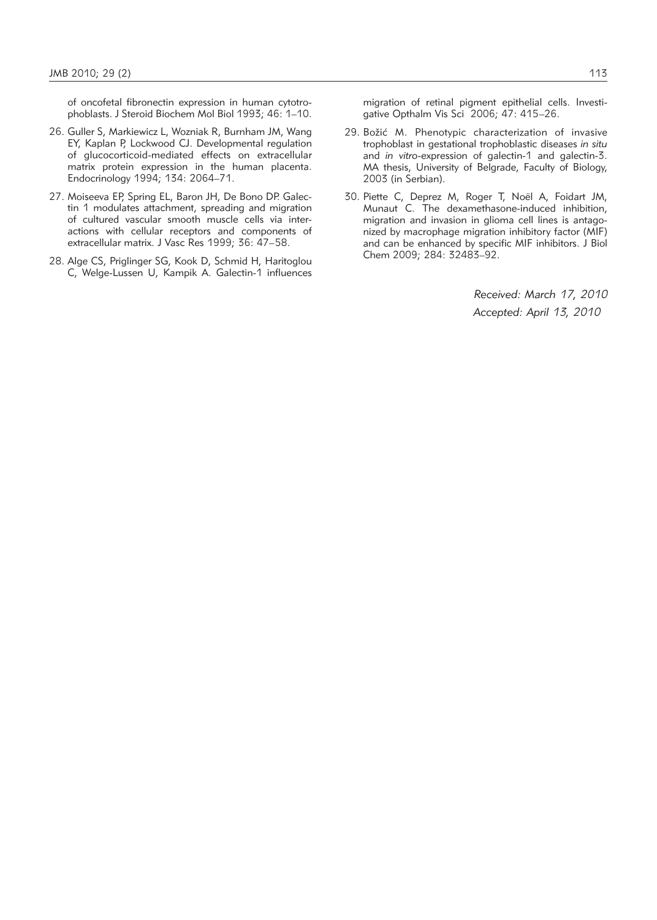of oncofetal fibronectin expression in human cytotrophoblasts. J Steroid Biochem Mol Biol 1993; 46: 1–10.

26. Guller S, Markiewicz L, Wozniak R, Burnham JM, Wang EY, Kaplan P, Lockwood CJ. Developmental regulation of glucocorticoid-mediated effects on extracellular matrix protein expression in the human placenta. Endocrinology 1994; 134: 2064–71.

27. Moiseeva EP, Spring EL, Baron JH, De Bono DP. Galectin 1 modulates attachment, spreading and migration of cultured vascular smooth muscle cells via interactions with cellular receptors and components of extracellular matrix. J Vasc Res 1999; 36: 47–58.

28. Alge CS, Priglinger SG, Kook D, Schmid H, Haritoglou C, Welge-Lussen U, Kampik A. Galectin-1 influences migration of retinal pigment epithelial cells. Investigative Opthalm Vis Sci 2006; 47: 415–26.

29. Božić M. Phenotypic characterization of invasive trophoblast in gestational trophoblastic diseases *in situ* and *in vitro*-expression of galectin-1 and galectin-3. MA thesis, University of Belgrade, Faculty of Biology, 2003 (in Serbian).

30. Piette C, Deprez M, Roger T, Noël A, Foidart JM, Munaut C. The dexamethasone-induced inhibition, migration and invasion in glioma cell lines is antagonized by macrophage migration inhibitory factor (MIF) and can be enhanced by specific MIF inhibitors. J Biol Chem 2009; 284: 32483–92.

*Received: March 17, 2010*
*Accepted: April 13, 2010*